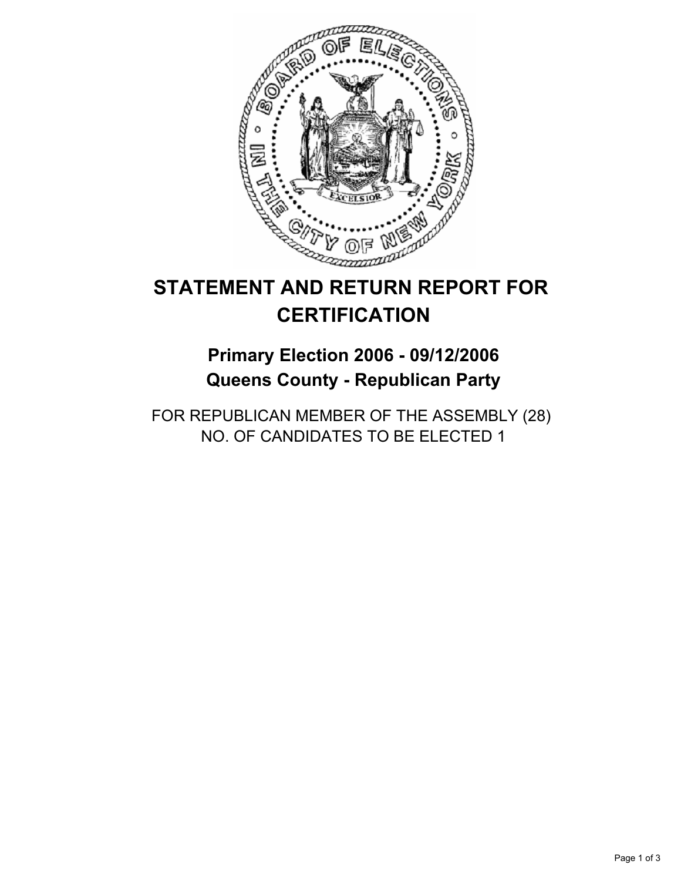# STATEMENT AND RETURN REPORT FOR CERTIFICATION

## Primary Election 2006 - 09/12/2006
## Queens County - Republican Party

FOR REPUBLICAN MEMBER OF THE ASSEMBLY (28)
NO. OF CANDIDATES TO BE ELECTED 1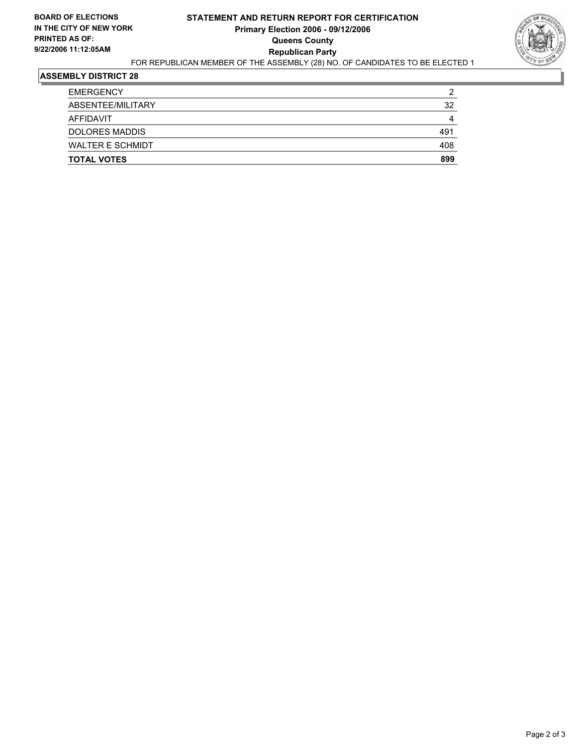**BOARD OF ELECTIONS IN THE CITY OF NEW YORK PRINTED AS OF: 9/22/2006 11:12:05AM**

# STATEMENT AND RETURN REPORT FOR CERTIFICATION

**Primary Election 2006 - 09/12/2006**

**Queens County**

**Republican Party**

FOR REPUBLICAN MEMBER OF THE ASSEMBLY (28) NO. OF CANDIDATES TO BE ELECTED 1

## ASSEMBLY DISTRICT 28

| | |
|---|---|
| EMERGENCY | 2 |
| ABSENTEE/MILITARY | 32 |
| AFFIDAVIT | 4 |
| DOLORES MADDIS | 491 |
| WALTER E SCHMIDT | 408 |
| **TOTAL VOTES** | **899** |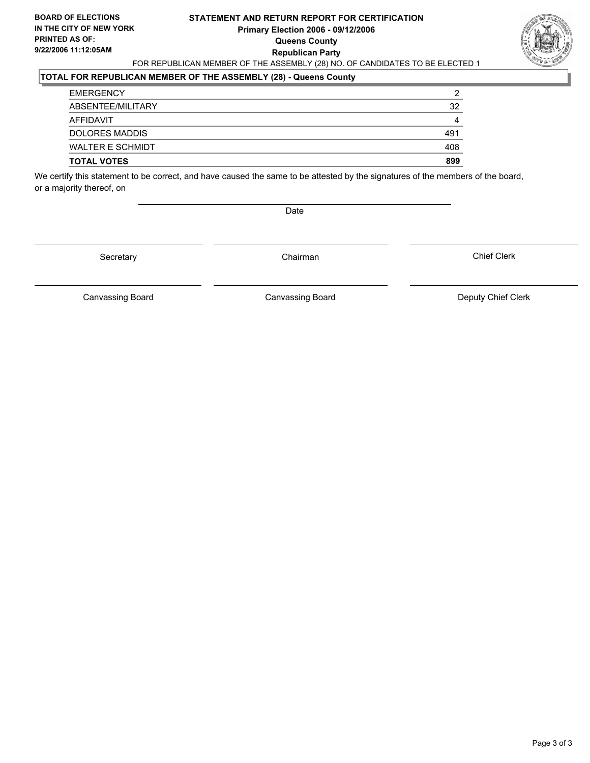**BOARD OF ELECTIONS**
**IN THE CITY OF NEW YORK**
**PRINTED AS OF:**
**9/22/2006 11:12:05AM**

# STATEMENT AND RETURN REPORT FOR CERTIFICATION
## Primary Election 2006 - 09/12/2006
## Queens County
## Republican Party

FOR REPUBLICAN MEMBER OF THE ASSEMBLY (28) NO. OF CANDIDATES TO BE ELECTED 1

### TOTAL FOR REPUBLICAN MEMBER OF THE ASSEMBLY (28) - Queens County

| | |
|---|---|
| EMERGENCY | 2 |
| ABSENTEE/MILITARY | 32 |
| AFFIDAVIT | 4 |
| DOLORES MADDIS | 491 |
| WALTER E SCHMIDT | 408 |
| **TOTAL VOTES** | **899** |

We certify this statement to be correct, and have caused the same to be attested by the signatures of the members of the board, or a majority thereof, on

Date

| | | |
|---|---|---|
| Secretary | Chairman | Chief Clerk |
| Canvassing Board | Canvassing Board | Deputy Chief Clerk |